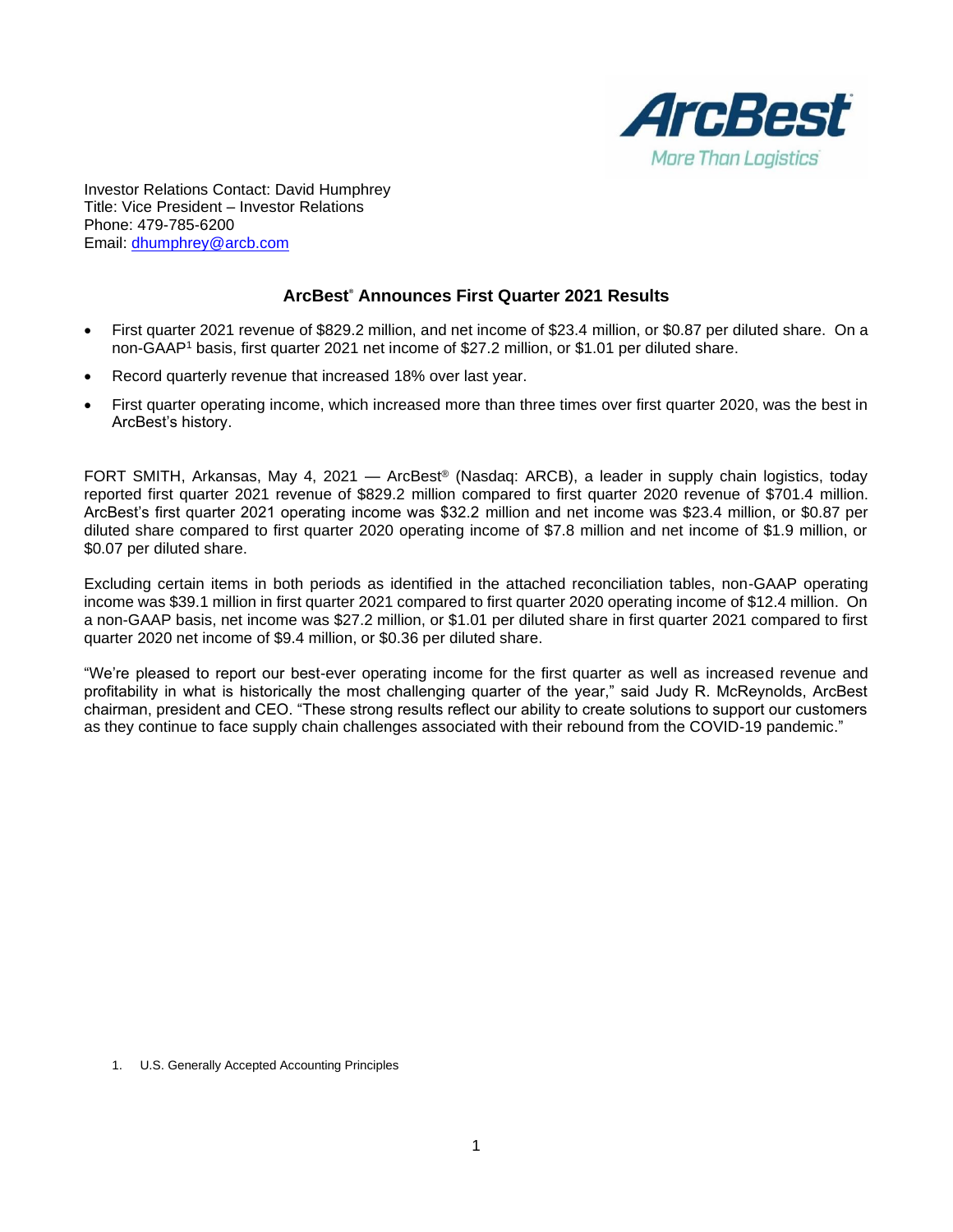Investor Relations Contact: David Humphrey
Title: Vice President – Investor Relations
Phone: 479-785-6200
Email: dhumphrey@arcb.com

# ArcBest® Announces First Quarter 2021 Results

- First quarter 2021 revenue of $829.2 million, and net income of $23.4 million, or $0.87 per diluted share. On a non-GAAP[1] basis, first quarter 2021 net income of $27.2 million, or $1.01 per diluted share.
- Record quarterly revenue that increased 18% over last year.
- First quarter operating income, which increased more than three times over first quarter 2020, was the best in ArcBest's history.

FORT SMITH, Arkansas, May 4, 2021 — ArcBest® (Nasdaq: ARCB), a leader in supply chain logistics, today reported first quarter 2021 revenue of $829.2 million compared to first quarter 2020 revenue of $701.4 million. ArcBest's first quarter 2021 operating income was $32.2 million and net income was $23.4 million, or $0.87 per diluted share compared to first quarter 2020 operating income of $7.8 million and net income of $1.9 million, or $0.07 per diluted share.

Excluding certain items in both periods as identified in the attached reconciliation tables, non-GAAP operating income was $39.1 million in first quarter 2021 compared to first quarter 2020 operating income of $12.4 million. On a non-GAAP basis, net income was $27.2 million, or $1.01 per diluted share in first quarter 2021 compared to first quarter 2020 net income of $9.4 million, or $0.36 per diluted share.

"We're pleased to report our best-ever operating income for the first quarter as well as increased revenue and profitability in what is historically the most challenging quarter of the year," said Judy R. McReynolds, ArcBest chairman, president and CEO. "These strong results reflect our ability to create solutions to support our customers as they continue to face supply chain challenges associated with their rebound from the COVID-19 pandemic."

1. U.S. Generally Accepted Accounting Principles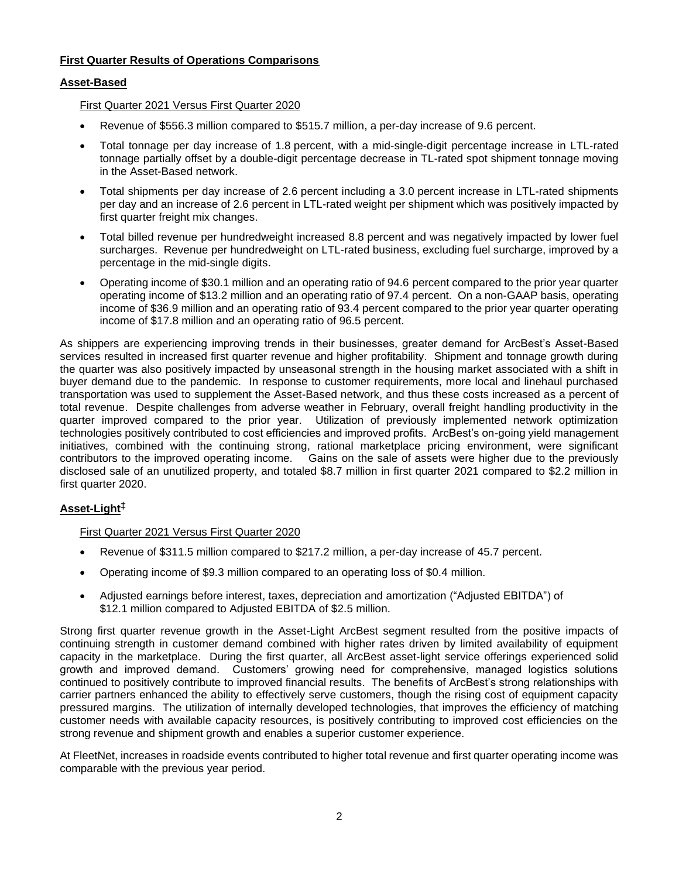**First Quarter Results of Operations Comparisons**

**Asset-Based**

First Quarter 2021 Versus First Quarter 2020

- Revenue of $556.3 million compared to $515.7 million, a per-day increase of 9.6 percent.
- Total tonnage per day increase of 1.8 percent, with a mid-single-digit percentage increase in LTL-rated tonnage partially offset by a double-digit percentage decrease in TL-rated spot shipment tonnage moving in the Asset-Based network.
- Total shipments per day increase of 2.6 percent including a 3.0 percent increase in LTL-rated shipments per day and an increase of 2.6 percent in LTL-rated weight per shipment which was positively impacted by first quarter freight mix changes.
- Total billed revenue per hundredweight increased 8.8 percent and was negatively impacted by lower fuel surcharges. Revenue per hundredweight on LTL-rated business, excluding fuel surcharge, improved by a percentage in the mid-single digits.
- Operating income of $30.1 million and an operating ratio of 94.6 percent compared to the prior year quarter operating income of $13.2 million and an operating ratio of 97.4 percent. On a non-GAAP basis, operating income of $36.9 million and an operating ratio of 93.4 percent compared to the prior year quarter operating income of $17.8 million and an operating ratio of 96.5 percent.

As shippers are experiencing improving trends in their businesses, greater demand for ArcBest's Asset-Based services resulted in increased first quarter revenue and higher profitability. Shipment and tonnage growth during the quarter was also positively impacted by unseasonal strength in the housing market associated with a shift in buyer demand due to the pandemic. In response to customer requirements, more local and linehaul purchased transportation was used to supplement the Asset-Based network, and thus these costs increased as a percent of total revenue. Despite challenges from adverse weather in February, overall freight handling productivity in the quarter improved compared to the prior year. Utilization of previously implemented network optimization technologies positively contributed to cost efficiencies and improved profits. ArcBest's on-going yield management initiatives, combined with the continuing strong, rational marketplace pricing environment, were significant contributors to the improved operating income. Gains on the sale of assets were higher due to the previously disclosed sale of an unutilized property, and totaled $8.7 million in first quarter 2021 compared to $2.2 million in first quarter 2020.

**Asset-Light**‡

First Quarter 2021 Versus First Quarter 2020

- Revenue of $311.5 million compared to $217.2 million, a per-day increase of 45.7 percent.
- Operating income of $9.3 million compared to an operating loss of $0.4 million.
- Adjusted earnings before interest, taxes, depreciation and amortization ("Adjusted EBITDA") of $12.1 million compared to Adjusted EBITDA of $2.5 million.

Strong first quarter revenue growth in the Asset-Light ArcBest segment resulted from the positive impacts of continuing strength in customer demand combined with higher rates driven by limited availability of equipment capacity in the marketplace. During the first quarter, all ArcBest asset-light service offerings experienced solid growth and improved demand. Customers' growing need for comprehensive, managed logistics solutions continued to positively contribute to improved financial results. The benefits of ArcBest's strong relationships with carrier partners enhanced the ability to effectively serve customers, though the rising cost of equipment capacity pressured margins. The utilization of internally developed technologies, that improves the efficiency of matching customer needs with available capacity resources, is positively contributing to improved cost efficiencies on the strong revenue and shipment growth and enables a superior customer experience.

At FleetNet, increases in roadside events contributed to higher total revenue and first quarter operating income was comparable with the previous year period.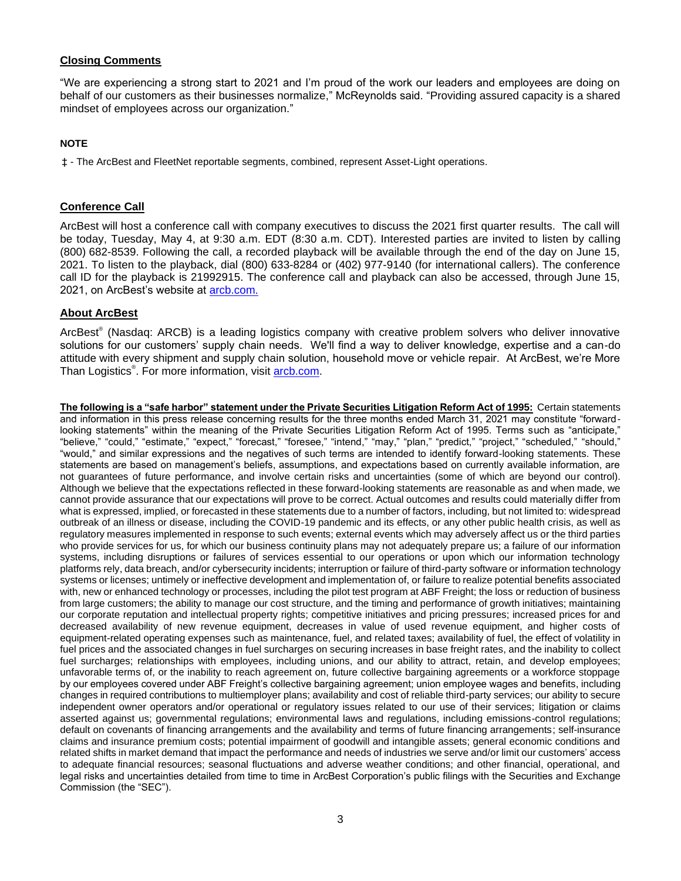## Closing Comments

"We are experiencing a strong start to 2021 and I'm proud of the work our leaders and employees are doing on behalf of our customers as their businesses normalize," McReynolds said. "Providing assured capacity is a shared mindset of employees across our organization."

### NOTE

‡ - The ArcBest and FleetNet reportable segments, combined, represent Asset-Light operations.

## Conference Call

ArcBest will host a conference call with company executives to discuss the 2021 first quarter results. The call will be today, Tuesday, May 4, at 9:30 a.m. EDT (8:30 a.m. CDT). Interested parties are invited to listen by calling (800) 682-8539. Following the call, a recorded playback will be available through the end of the day on June 15, 2021. To listen to the playback, dial (800) 633-8284 or (402) 977-9140 (for international callers). The conference call ID for the playback is 21992915. The conference call and playback can also be accessed, through June 15, 2021, on ArcBest's website at arcb.com.

## About ArcBest

ArcBest® (Nasdaq: ARCB) is a leading logistics company with creative problem solvers who deliver innovative solutions for our customers' supply chain needs. We'll find a way to deliver knowledge, expertise and a can-do attitude with every shipment and supply chain solution, household move or vehicle repair. At ArcBest, we're More Than Logistics®. For more information, visit arcb.com.

**The following is a "safe harbor" statement under the Private Securities Litigation Reform Act of 1995:** Certain statements and information in this press release concerning results for the three months ended March 31, 2021 may constitute "forward-looking statements" within the meaning of the Private Securities Litigation Reform Act of 1995. Terms such as "anticipate," "believe," "could," "estimate," "expect," "forecast," "foresee," "intend," "may," "plan," "predict," "project," "scheduled," "should," "would," and similar expressions and the negatives of such terms are intended to identify forward-looking statements. These statements are based on management's beliefs, assumptions, and expectations based on currently available information, are not guarantees of future performance, and involve certain risks and uncertainties (some of which are beyond our control). Although we believe that the expectations reflected in these forward-looking statements are reasonable as and when made, we cannot provide assurance that our expectations will prove to be correct. Actual outcomes and results could materially differ from what is expressed, implied, or forecasted in these statements due to a number of factors, including, but not limited to: widespread outbreak of an illness or disease, including the COVID-19 pandemic and its effects, or any other public health crisis, as well as regulatory measures implemented in response to such events; external events which may adversely affect us or the third parties who provide services for us, for which our business continuity plans may not adequately prepare us; a failure of our information systems, including disruptions or failures of services essential to our operations or upon which our information technology platforms rely, data breach, and/or cybersecurity incidents; interruption or failure of third-party software or information technology systems or licenses; untimely or ineffective development and implementation of, or failure to realize potential benefits associated with, new or enhanced technology or processes, including the pilot test program at ABF Freight; the loss or reduction of business from large customers; the ability to manage our cost structure, and the timing and performance of growth initiatives; maintaining our corporate reputation and intellectual property rights; competitive initiatives and pricing pressures; increased prices for and decreased availability of new revenue equipment, decreases in value of used revenue equipment, and higher costs of equipment-related operating expenses such as maintenance, fuel, and related taxes; availability of fuel, the effect of volatility in fuel prices and the associated changes in fuel surcharges on securing increases in base freight rates, and the inability to collect fuel surcharges; relationships with employees, including unions, and our ability to attract, retain, and develop employees; unfavorable terms of, or the inability to reach agreement on, future collective bargaining agreements or a workforce stoppage by our employees covered under ABF Freight's collective bargaining agreement; union employee wages and benefits, including changes in required contributions to multiemployer plans; availability and cost of reliable third-party services; our ability to secure independent owner operators and/or operational or regulatory issues related to our use of their services; litigation or claims asserted against us; governmental regulations; environmental laws and regulations, including emissions-control regulations; default on covenants of financing arrangements and the availability and terms of future financing arrangements; self-insurance claims and insurance premium costs; potential impairment of goodwill and intangible assets; general economic conditions and related shifts in market demand that impact the performance and needs of industries we serve and/or limit our customers' access to adequate financial resources; seasonal fluctuations and adverse weather conditions; and other financial, operational, and legal risks and uncertainties detailed from time to time in ArcBest Corporation's public filings with the Securities and Exchange Commission (the "SEC").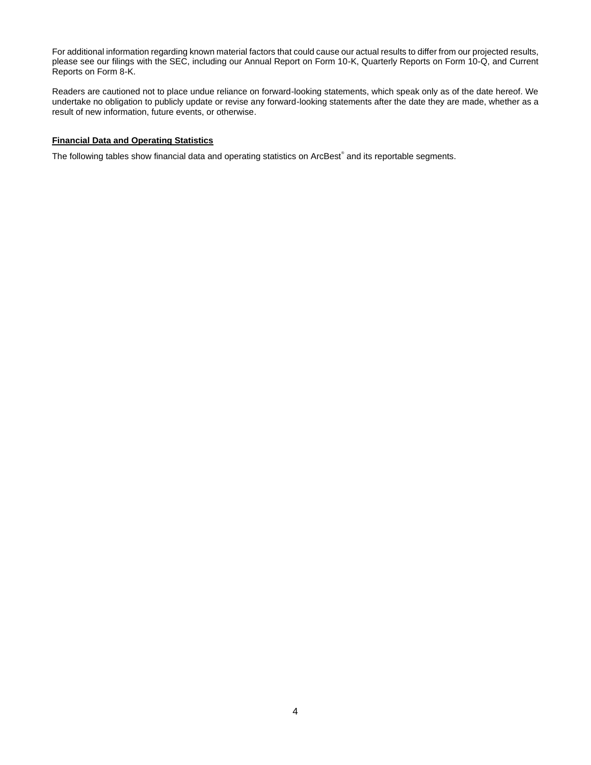For additional information regarding known material factors that could cause our actual results to differ from our projected results, please see our filings with the SEC, including our Annual Report on Form 10-K, Quarterly Reports on Form 10-Q, and Current Reports on Form 8-K.

Readers are cautioned not to place undue reliance on forward-looking statements, which speak only as of the date hereof. We undertake no obligation to publicly update or revise any forward-looking statements after the date they are made, whether as a result of new information, future events, or otherwise.

**Financial Data and Operating Statistics**

The following tables show financial data and operating statistics on ArcBest® and its reportable segments.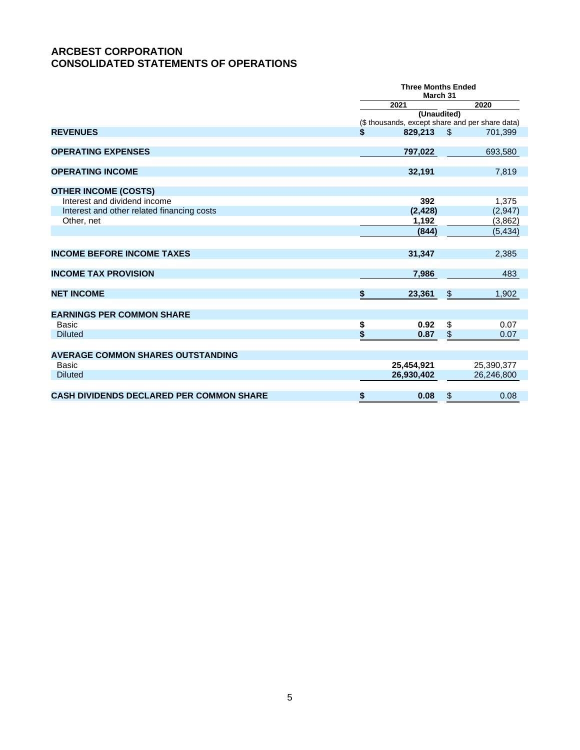# ARCBEST CORPORATION
# CONSOLIDATED STATEMENTS OF OPERATIONS

| | Three Months Ended March 31 | |
|---|---|---|
| | 2021 | 2020 |
| | (Unaudited) | |
| | ($ thousands, except share and per share data) | |
| **REVENUES** | **$ 829,213** | $ 701,399 |
| **OPERATING EXPENSES** | **797,022** | 693,580 |
| **OPERATING INCOME** | **32,191** | 7,819 |
| **OTHER INCOME (COSTS)** | | |
| Interest and dividend income | **392** | 1,375 |
| Interest and other related financing costs | **(2,428)** | (2,947) |
| Other, net | **1,192** | (3,862) |
| | **(844)** | (5,434) |
| **INCOME BEFORE INCOME TAXES** | **31,347** | 2,385 |
| **INCOME TAX PROVISION** | **7,986** | 483 |
| **NET INCOME** | **$ 23,361** | $ 1,902 |
| **EARNINGS PER COMMON SHARE** | | |
| Basic | **$ 0.92** | $ 0.07 |
| Diluted | **$ 0.87** | $ 0.07 |
| **AVERAGE COMMON SHARES OUTSTANDING** | | |
| Basic | **25,454,921** | 25,390,377 |
| Diluted | **26,930,402** | 26,246,800 |
| **CASH DIVIDENDS DECLARED PER COMMON SHARE** | **$ 0.08** | $ 0.08 |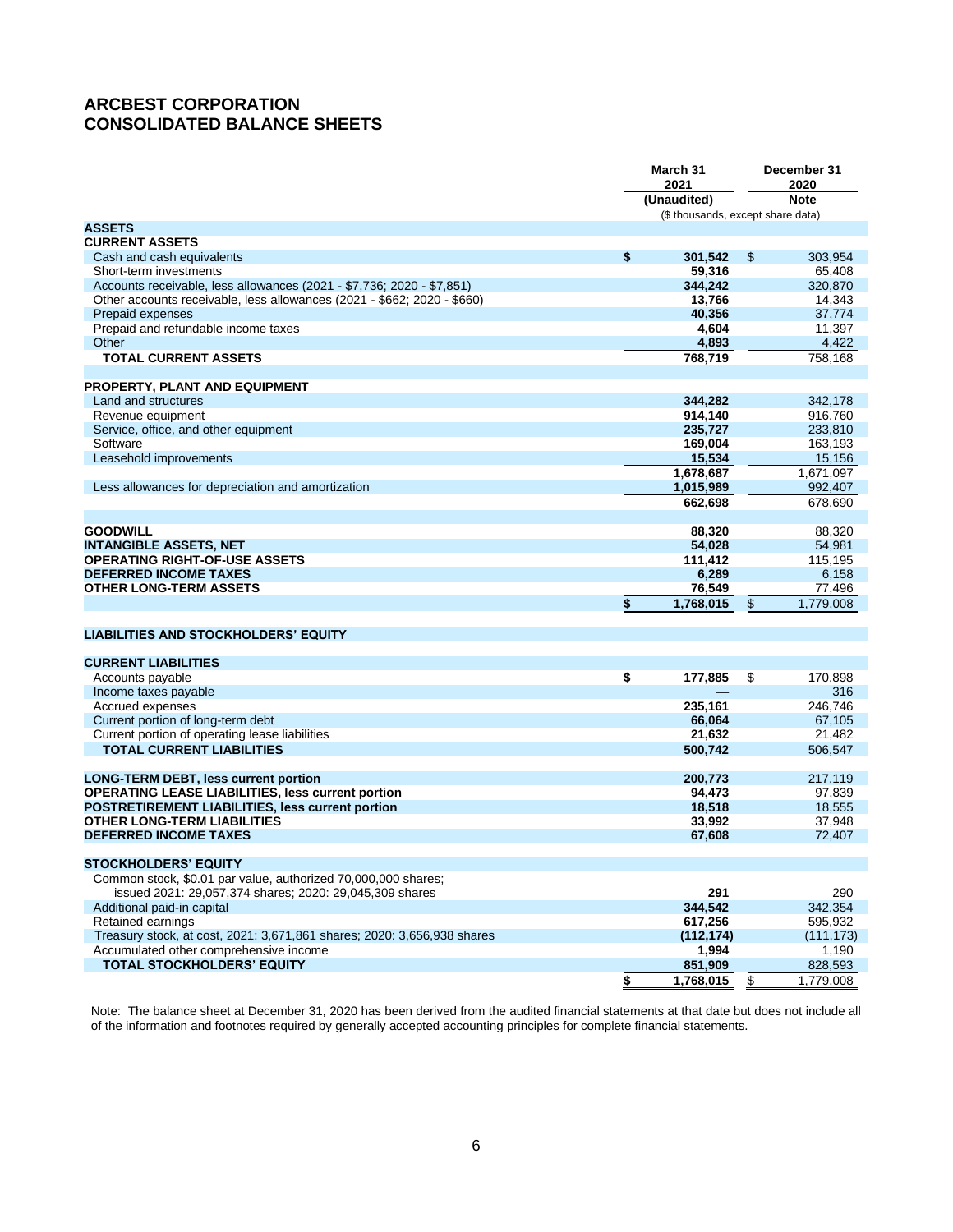# ARCBEST CORPORATION
# CONSOLIDATED BALANCE SHEETS

| | March 31 2021 | December 31 2020 |
|---|---|---|
| | (Unaudited) | Note |
| | ($ thousands, except share data) | |
| **ASSETS** | | |
| **CURRENT ASSETS** | | |
| Cash and cash equivalents | $ 301,542 | $ 303,954 |
| Short-term investments | 59,316 | 65,408 |
| Accounts receivable, less allowances (2021 - $7,736; 2020 - $7,851) | 344,242 | 320,870 |
| Other accounts receivable, less allowances (2021 - $662; 2020 - $660) | 13,766 | 14,343 |
| Prepaid expenses | 40,356 | 37,774 |
| Prepaid and refundable income taxes | 4,604 | 11,397 |
| Other | 4,893 | 4,422 |
| **TOTAL CURRENT ASSETS** | 768,719 | 758,168 |
| | | |
| **PROPERTY, PLANT AND EQUIPMENT** | | |
| Land and structures | 344,282 | 342,178 |
| Revenue equipment | 914,140 | 916,760 |
| Service, office, and other equipment | 235,727 | 233,810 |
| Software | 169,004 | 163,193 |
| Leasehold improvements | 15,534 | 15,156 |
| | 1,678,687 | 1,671,097 |
| Less allowances for depreciation and amortization | 1,015,989 | 992,407 |
| | 662,698 | 678,690 |
| | | |
| **GOODWILL** | 88,320 | 88,320 |
| **INTANGIBLE ASSETS, NET** | 54,028 | 54,981 |
| **OPERATING RIGHT-OF-USE ASSETS** | 111,412 | 115,195 |
| **DEFERRED INCOME TAXES** | 6,289 | 6,158 |
| **OTHER LONG-TERM ASSETS** | 76,549 | 77,496 |
| | $ 1,768,015 | $ 1,779,008 |
| | | |
| **LIABILITIES AND STOCKHOLDERS' EQUITY** | | |
| | | |
| **CURRENT LIABILITIES** | | |
| Accounts payable | $ 177,885 | $ 170,898 |
| Income taxes payable | — | 316 |
| Accrued expenses | 235,161 | 246,746 |
| Current portion of long-term debt | 66,064 | 67,105 |
| Current portion of operating lease liabilities | 21,632 | 21,482 |
| **TOTAL CURRENT LIABILITIES** | 500,742 | 506,547 |
| | | |
| **LONG-TERM DEBT, less current portion** | 200,773 | 217,119 |
| **OPERATING LEASE LIABILITIES, less current portion** | 94,473 | 97,839 |
| **POSTRETIREMENT LIABILITIES, less current portion** | 18,518 | 18,555 |
| **OTHER LONG-TERM LIABILITIES** | 33,992 | 37,948 |
| **DEFERRED INCOME TAXES** | 67,608 | 72,407 |
| | | |
| **STOCKHOLDERS' EQUITY** | | |
| Common stock, $0.01 par value, authorized 70,000,000 shares; issued 2021: 29,057,374 shares; 2020: 29,045,309 shares | 291 | 290 |
| Additional paid-in capital | 344,542 | 342,354 |
| Retained earnings | 617,256 | 595,932 |
| Treasury stock, at cost, 2021: 3,671,861 shares; 2020: 3,656,938 shares | (112,174) | (111,173) |
| Accumulated other comprehensive income | 1,994 | 1,190 |
| **TOTAL STOCKHOLDERS' EQUITY** | 851,909 | 828,593 |
| | $ 1,768,015 | $ 1,779,008 |

Note: The balance sheet at December 31, 2020 has been derived from the audited financial statements at that date but does not include all of the information and footnotes required by generally accepted accounting principles for complete financial statements.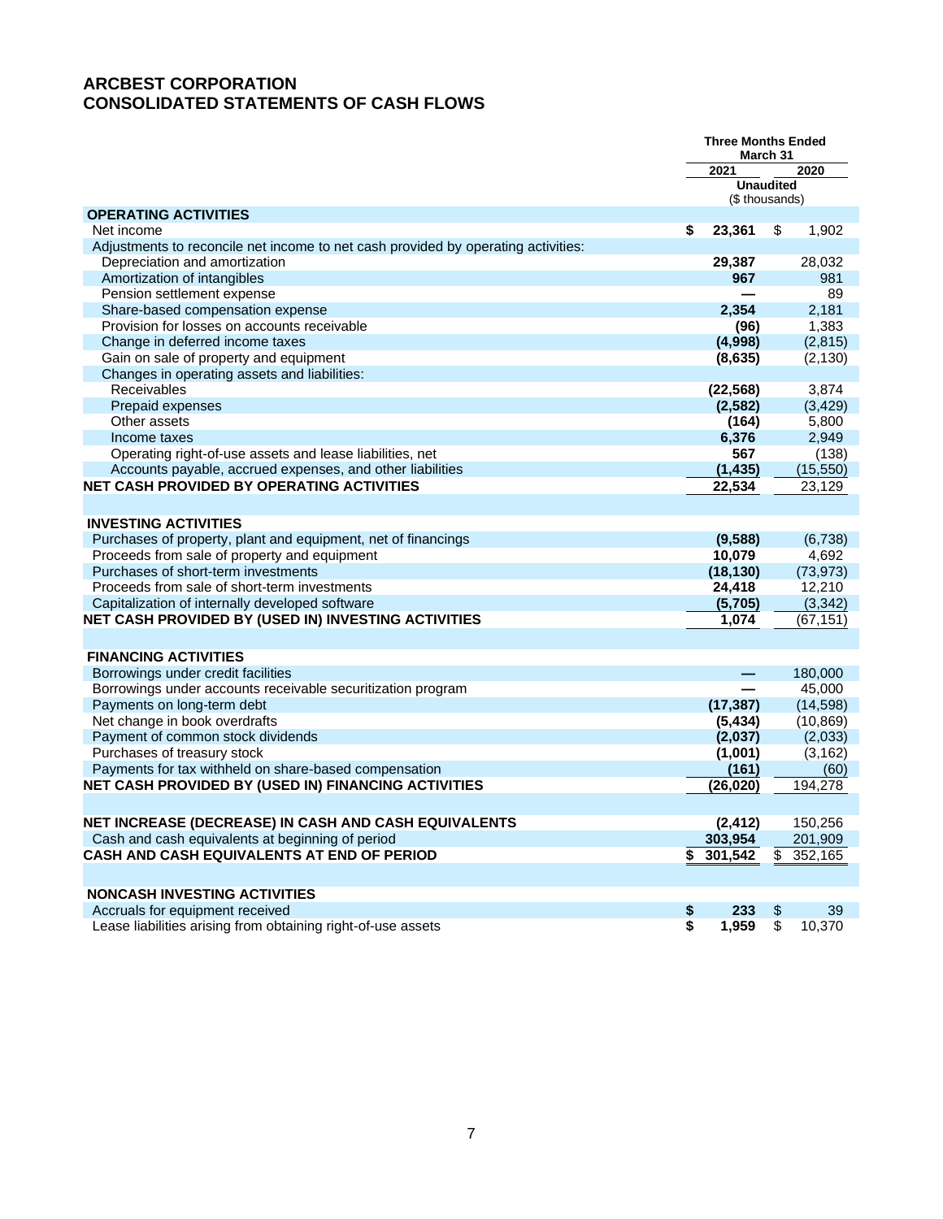# ARCBEST CORPORATION
# CONSOLIDATED STATEMENTS OF CASH FLOWS

| | Three Months Ended March 31 | |
|---|---|---|
| | 2021 | 2020 |
| | Unaudited ($ thousands) | |
| **OPERATING ACTIVITIES** | | |
| Net income | $ 23,361 | $ 1,902 |
| Adjustments to reconcile net income to net cash provided by operating activities: | | |
| Depreciation and amortization | 29,387 | 28,032 |
| Amortization of intangibles | 967 | 981 |
| Pension settlement expense | — | 89 |
| Share-based compensation expense | 2,354 | 2,181 |
| Provision for losses on accounts receivable | (96) | 1,383 |
| Change in deferred income taxes | (4,998) | (2,815) |
| Gain on sale of property and equipment | (8,635) | (2,130) |
| Changes in operating assets and liabilities: | | |
| Receivables | (22,568) | 3,874 |
| Prepaid expenses | (2,582) | (3,429) |
| Other assets | (164) | 5,800 |
| Income taxes | 6,376 | 2,949 |
| Operating right-of-use assets and lease liabilities, net | 567 | (138) |
| Accounts payable, accrued expenses, and other liabilities | (1,435) | (15,550) |
| **NET CASH PROVIDED BY OPERATING ACTIVITIES** | 22,534 | 23,129 |
| | | |
| **INVESTING ACTIVITIES** | | |
| Purchases of property, plant and equipment, net of financings | (9,588) | (6,738) |
| Proceeds from sale of property and equipment | 10,079 | 4,692 |
| Purchases of short-term investments | (18,130) | (73,973) |
| Proceeds from sale of short-term investments | 24,418 | 12,210 |
| Capitalization of internally developed software | (5,705) | (3,342) |
| **NET CASH PROVIDED BY (USED IN) INVESTING ACTIVITIES** | 1,074 | (67,151) |
| | | |
| **FINANCING ACTIVITIES** | | |
| Borrowings under credit facilities | — | 180,000 |
| Borrowings under accounts receivable securitization program | — | 45,000 |
| Payments on long-term debt | (17,387) | (14,598) |
| Net change in book overdrafts | (5,434) | (10,869) |
| Payment of common stock dividends | (2,037) | (2,033) |
| Purchases of treasury stock | (1,001) | (3,162) |
| Payments for tax withheld on share-based compensation | (161) | (60) |
| **NET CASH PROVIDED BY (USED IN) FINANCING ACTIVITIES** | (26,020) | 194,278 |
| | | |
| **NET INCREASE (DECREASE) IN CASH AND CASH EQUIVALENTS** | (2,412) | 150,256 |
| Cash and cash equivalents at beginning of period | 303,954 | 201,909 |
| **CASH AND CASH EQUIVALENTS AT END OF PERIOD** | $ 301,542 | $ 352,165 |
| | | |
| **NONCASH INVESTING ACTIVITIES** | | |
| Accruals for equipment received | $ 233 | $ 39 |
| Lease liabilities arising from obtaining right-of-use assets | $ 1,959 | $ 10,370 |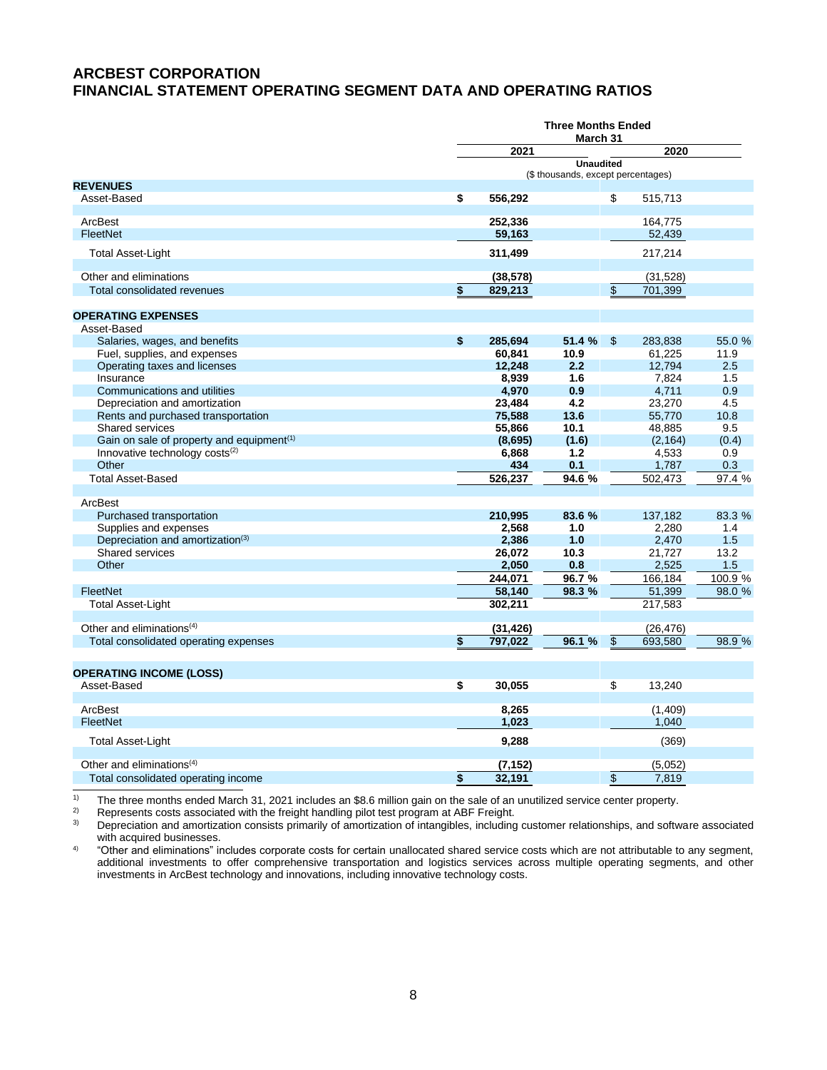# ARCBEST CORPORATION
# FINANCIAL STATEMENT OPERATING SEGMENT DATA AND OPERATING RATIOS

| | Three Months Ended March 31 | | | |
|---|---|---|---|---|
| | 2021 | | 2020 | |
| | Unaudited ($ thousands, except percentages) | | | |
| **REVENUES** | | | | |
| Asset-Based | **$ 556,292** | | $ 515,713 | |
| ArcBest | **252,336** | | 164,775 | |
| FleetNet | **59,163** | | 52,439 | |
| Total Asset-Light | **311,499** | | 217,214 | |
| Other and eliminations | **(38,578)** | | (31,528) | |
| Total consolidated revenues | **$ 829,213** | | $ 701,399 | |
| **OPERATING EXPENSES** | | | | |
| Asset-Based | | | | |
| Salaries, wages, and benefits | **$ 285,694** | **51.4 %** | $ 283,838 | 55.0 % |
| Fuel, supplies, and expenses | **60,841** | **10.9** | 61,225 | 11.9 |
| Operating taxes and licenses | **12,248** | **2.2** | 12,794 | 2.5 |
| Insurance | **8,939** | **1.6** | 7,824 | 1.5 |
| Communications and utilities | **4,970** | **0.9** | 4,711 | 0.9 |
| Depreciation and amortization | **23,484** | **4.2** | 23,270 | 4.5 |
| Rents and purchased transportation | **75,588** | **13.6** | 55,770 | 10.8 |
| Shared services | **55,866** | **10.1** | 48,885 | 9.5 |
| Gain on sale of property and equipment[1] | **(8,695)** | **(1.6)** | (2,164) | (0.4) |
| Innovative technology costs[2] | **6,868** | **1.2** | 4,533 | 0.9 |
| Other | **434** | **0.1** | 1,787 | 0.3 |
| Total Asset-Based | **526,237** | **94.6 %** | 502,473 | 97.4 % |
| ArcBest | | | | |
| Purchased transportation | **210,995** | **83.6 %** | 137,182 | 83.3 % |
| Supplies and expenses | **2,568** | **1.0** | 2,280 | 1.4 |
| Depreciation and amortization[3] | **2,386** | **1.0** | 2,470 | 1.5 |
| Shared services | **26,072** | **10.3** | 21,727 | 13.2 |
| Other | **2,050** | **0.8** | 2,525 | 1.5 |
| | **244,071** | **96.7 %** | 166,184 | 100.9 % |
| FleetNet | **58,140** | **98.3 %** | 51,399 | 98.0 % |
| Total Asset-Light | **302,211** | | 217,583 | |
| Other and eliminations[4] | **(31,426)** | | (26,476) | |
| Total consolidated operating expenses | **$ 797,022** | **96.1 %** | $ 693,580 | 98.9 % |
| **OPERATING INCOME (LOSS)** | | | | |
| Asset-Based | **$ 30,055** | | $ 13,240 | |
| ArcBest | **8,265** | | (1,409) | |
| FleetNet | **1,023** | | 1,040 | |
| Total Asset-Light | **9,288** | | (369) | |
| Other and eliminations[4] | **(7,152)** | | (5,052) | |
| Total consolidated operating income | **$ 32,191** | | $ 7,819 | |

1) The three months ended March 31, 2021 includes an $8.6 million gain on the sale of an unutilized service center property.

2) Represents costs associated with the freight handling pilot test program at ABF Freight.

3) Depreciation and amortization consists primarily of amortization of intangibles, including customer relationships, and software associated with acquired businesses.

4) "Other and eliminations" includes corporate costs for certain unallocated shared service costs which are not attributable to any segment, additional investments to offer comprehensive transportation and logistics services across multiple operating segments, and other investments in ArcBest technology and innovations, including innovative technology costs.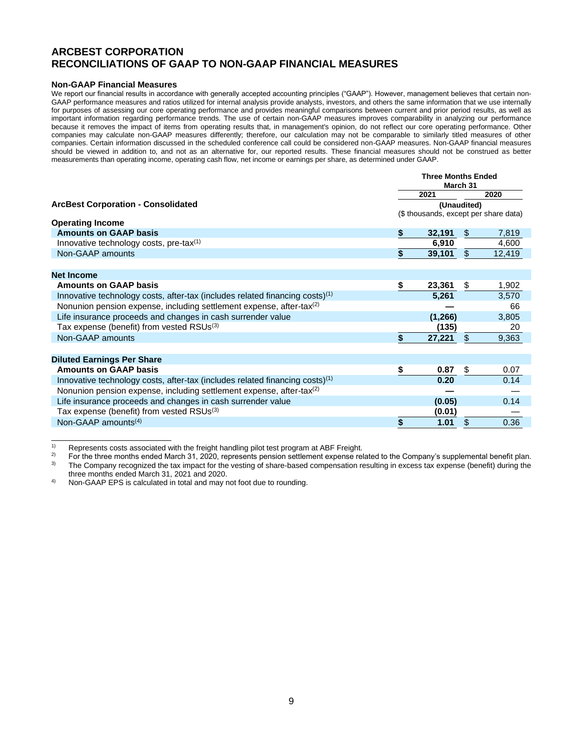# ARCBEST CORPORATION
# RECONCILIATIONS OF GAAP TO NON-GAAP FINANCIAL MEASURES

### Non-GAAP Financial Measures

We report our financial results in accordance with generally accepted accounting principles ("GAAP"). However, management believes that certain non-GAAP performance measures and ratios utilized for internal analysis provide analysts, investors, and others the same information that we use internally for purposes of assessing our core operating performance and provides meaningful comparisons between current and prior period results, as well as important information regarding performance trends. The use of certain non-GAAP measures improves comparability in analyzing our performance because it removes the impact of items from operating results that, in management's opinion, do not reflect our core operating performance. Other companies may calculate non-GAAP measures differently; therefore, our calculation may not be comparable to similarly titled measures of other companies. Certain information discussed in the scheduled conference call could be considered non-GAAP measures. Non-GAAP financial measures should be viewed in addition to, and not as an alternative for, our reported results. These financial measures should not be construed as better measurements than operating income, operating cash flow, net income or earnings per share, as determined under GAAP.

| ArcBest Corporation - Consolidated | Three Months Ended March 31 2021 | 2020 |
|---|---|---|
| | (Unaudited) ($ thousands, except per share data) | |
| **Operating Income** | | |
| **Amounts on GAAP basis** | **$ 32,191** | $ 7,819 |
| Innovative technology costs, pre-tax[(1)] | **6,910** | 4,600 |
| Non-GAAP amounts | **$ 39,101** | $ 12,419 |
| **Net Income** | | |
| **Amounts on GAAP basis** | **$ 23,361** | $ 1,902 |
| Innovative technology costs, after-tax (includes related financing costs)[(1)] | **5,261** | 3,570 |
| Nonunion pension expense, including settlement expense, after-tax[(2)] | **—** | 66 |
| Life insurance proceeds and changes in cash surrender value | **(1,266)** | 3,805 |
| Tax expense (benefit) from vested RSUs[(3)] | **(135)** | 20 |
| Non-GAAP amounts | **$ 27,221** | $ 9,363 |
| **Diluted Earnings Per Share** | | |
| **Amounts on GAAP basis** | **$ 0.87** | $ 0.07 |
| Innovative technology costs, after-tax (includes related financing costs)[(1)] | **0.20** | 0.14 |
| Nonunion pension expense, including settlement expense, after-tax[(2)] | **—** | — |
| Life insurance proceeds and changes in cash surrender value | **(0.05)** | 0.14 |
| Tax expense (benefit) from vested RSUs[(3)] | **(0.01)** | — |
| Non-GAAP amounts[(4)] | **$ 1.01** | $ 0.36 |

1) Represents costs associated with the freight handling pilot test program at ABF Freight.
2) For the three months ended March 31, 2020, represents pension settlement expense related to the Company's supplemental benefit plan.
3) The Company recognized the tax impact for the vesting of share-based compensation resulting in excess tax expense (benefit) during the three months ended March 31, 2021 and 2020.
4) Non-GAAP EPS is calculated in total and may not foot due to rounding.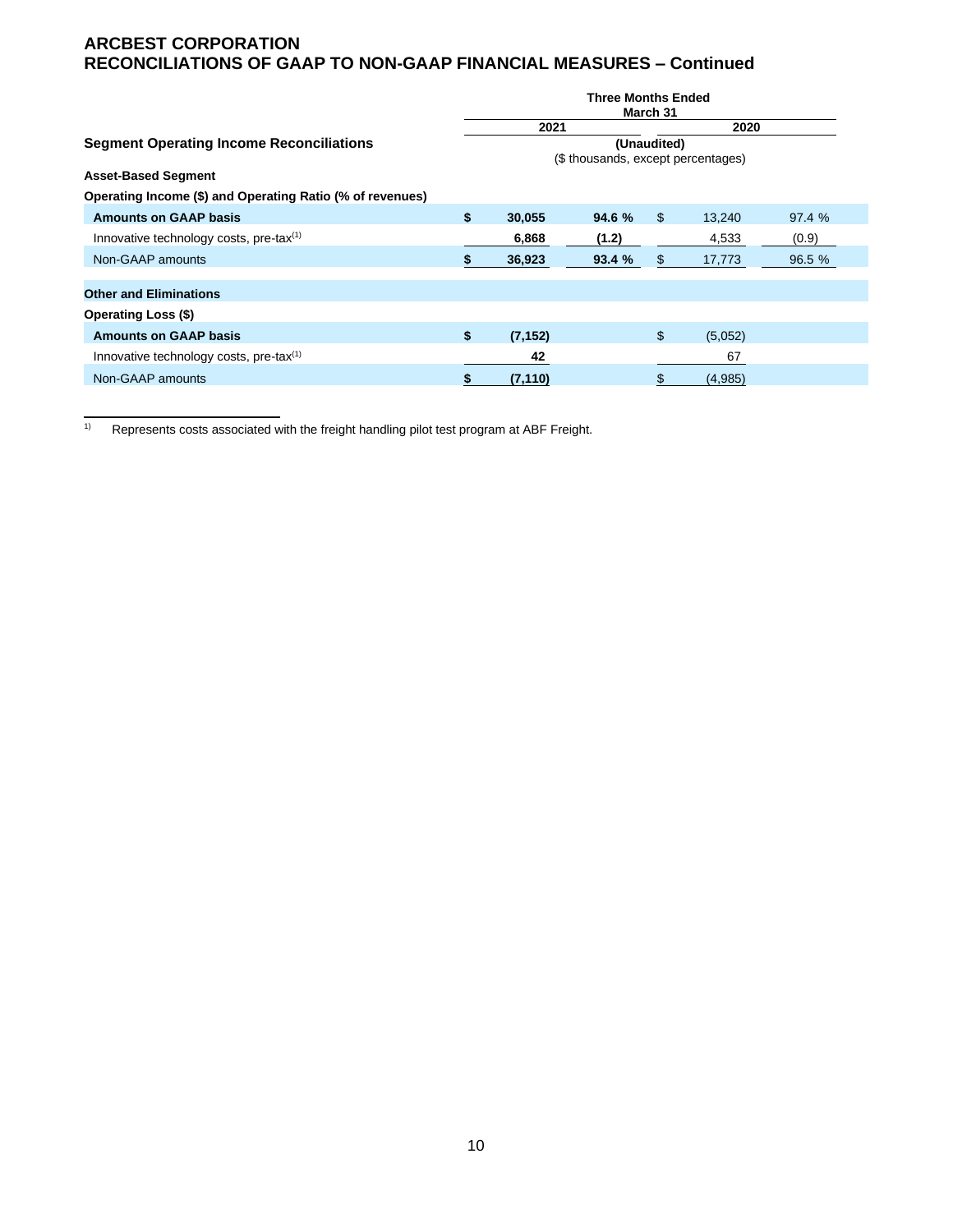## ARCBEST CORPORATION
## RECONCILIATIONS OF GAAP TO NON-GAAP FINANCIAL MEASURES – Continued

| | Three Months Ended March 31 | | | |
|---|---|---|---|---|
| | 2021 | | 2020 | |
| **Segment Operating Income Reconciliations** | (Unaudited) ($ thousands, except percentages) | | | |
| **Asset-Based Segment** | | | | |
| **Operating Income ($) and Operating Ratio (% of revenues)** | | | | |
| **Amounts on GAAP basis** | **$ 30,055** | **94.6 %** | $ 13,240 | 97.4 % |
| Innovative technology costs, pre-tax[(1)] | **6,868** | **(1.2)** | 4,533 | (0.9) |
| Non-GAAP amounts | **$ 36,923** | **93.4 %** | $ 17,773 | 96.5 % |
| | | | | |
| **Other and Eliminations** | | | | |
| **Operating Loss ($)** | | | | |
| **Amounts on GAAP basis** | **$ (7,152)** | | $ (5,052) | |
| Innovative technology costs, pre-tax[(1)] | **42** | | 67 | |
| Non-GAAP amounts | **$ (7,110)** | | $ (4,985) | |

1) Represents costs associated with the freight handling pilot test program at ABF Freight.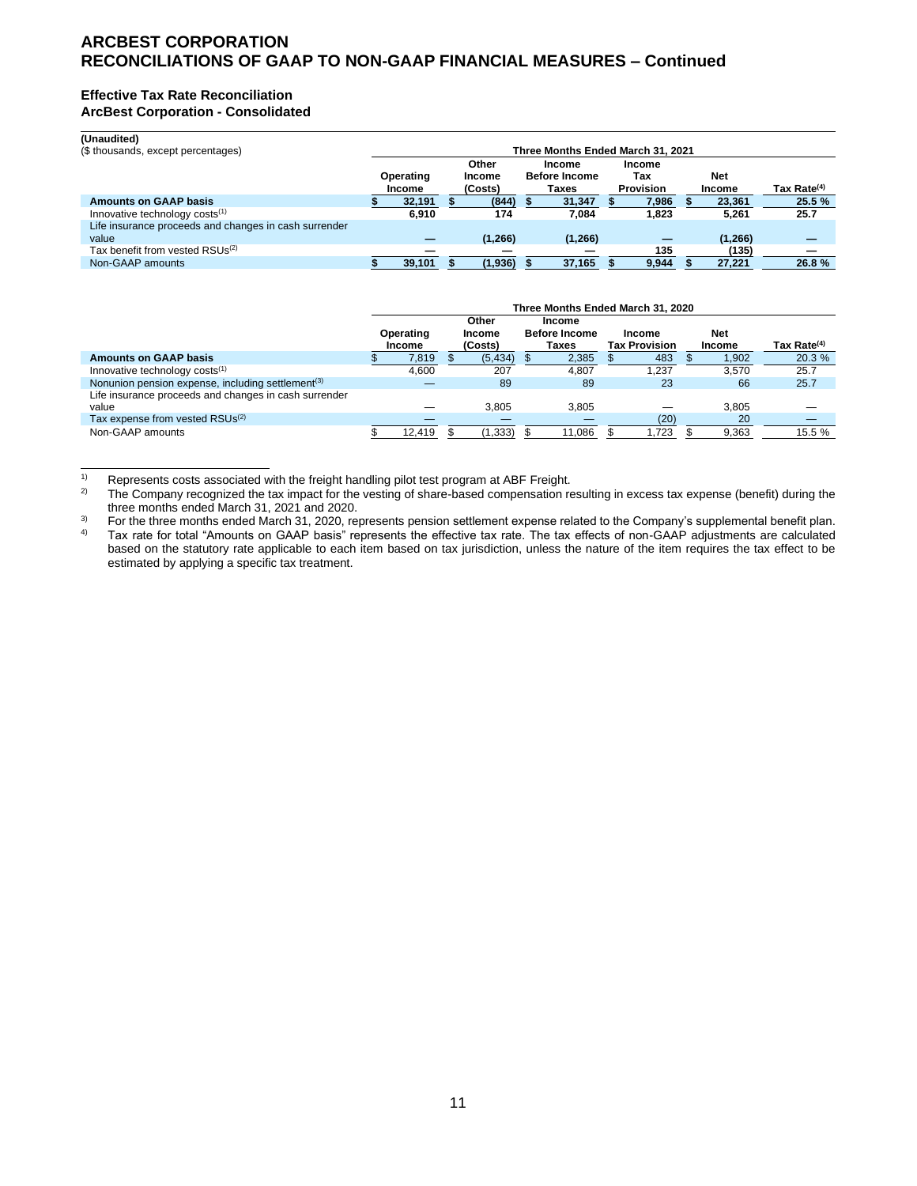# ARCBEST CORPORATION
# RECONCILIATIONS OF GAAP TO NON-GAAP FINANCIAL MEASURES – Continued

### Effective Tax Rate Reconciliation
### ArcBest Corporation - Consolidated

**(Unaudited)**
($ thousands, except percentages)

| | Three Months Ended March 31, 2021 | | | | | |
|---|---|---|---|---|---|---|
| | Operating Income | Other Income (Costs) | Income Before Income Taxes | Income Tax Provision | Net Income | Tax Rate[4] |
| **Amounts on GAAP basis** | **$ 32,191** | **$ (844)** | **$ 31,347** | **$ 7,986** | **$ 23,361** | **25.5 %** |
| Innovative technology costs[1] | **6,910** | **174** | **7,084** | **1,823** | **5,261** | **25.7** |
| Life insurance proceeds and changes in cash surrender value | **—** | **(1,266)** | **(1,266)** | **—** | **(1,266)** | **—** |
| Tax benefit from vested RSUs[2] | **—** | **—** | **—** | **135** | **(135)** | **—** |
| Non-GAAP amounts | **$ 39,101** | **$ (1,936)** | **$ 37,165** | **$ 9,944** | **$ 27,221** | **26.8 %** |

| | Three Months Ended March 31, 2020 | | | | | |
|---|---|---|---|---|---|---|
| | Operating Income | Other Income (Costs) | Income Before Income Taxes | Income Tax Provision | Net Income | Tax Rate[4] |
| **Amounts on GAAP basis** | $ 7,819 | $ (5,434) | $ 2,385 | $ 483 | $ 1,902 | 20.3 % |
| Innovative technology costs[1] | 4,600 | 207 | 4,807 | 1,237 | 3,570 | 25.7 |
| Nonunion pension expense, including settlement[3] | — | 89 | 89 | 23 | 66 | 25.7 |
| Life insurance proceeds and changes in cash surrender value | — | 3,805 | 3,805 | — | 3,805 | — |
| Tax expense from vested RSUs[2] | — | — | — | (20) | 20 | — |
| Non-GAAP amounts | $ 12,419 | $ (1,333) | $ 11,086 | $ 1,723 | $ 9,363 | 15.5 % |

1) Represents costs associated with the freight handling pilot test program at ABF Freight.

2) The Company recognized the tax impact for the vesting of share-based compensation resulting in excess tax expense (benefit) during the three months ended March 31, 2021 and 2020.

3) For the three months ended March 31, 2020, represents pension settlement expense related to the Company's supplemental benefit plan.

4) Tax rate for total "Amounts on GAAP basis" represents the effective tax rate. The tax effects of non-GAAP adjustments are calculated based on the statutory rate applicable to each item based on tax jurisdiction, unless the nature of the item requires the tax effect to be estimated by applying a specific tax treatment.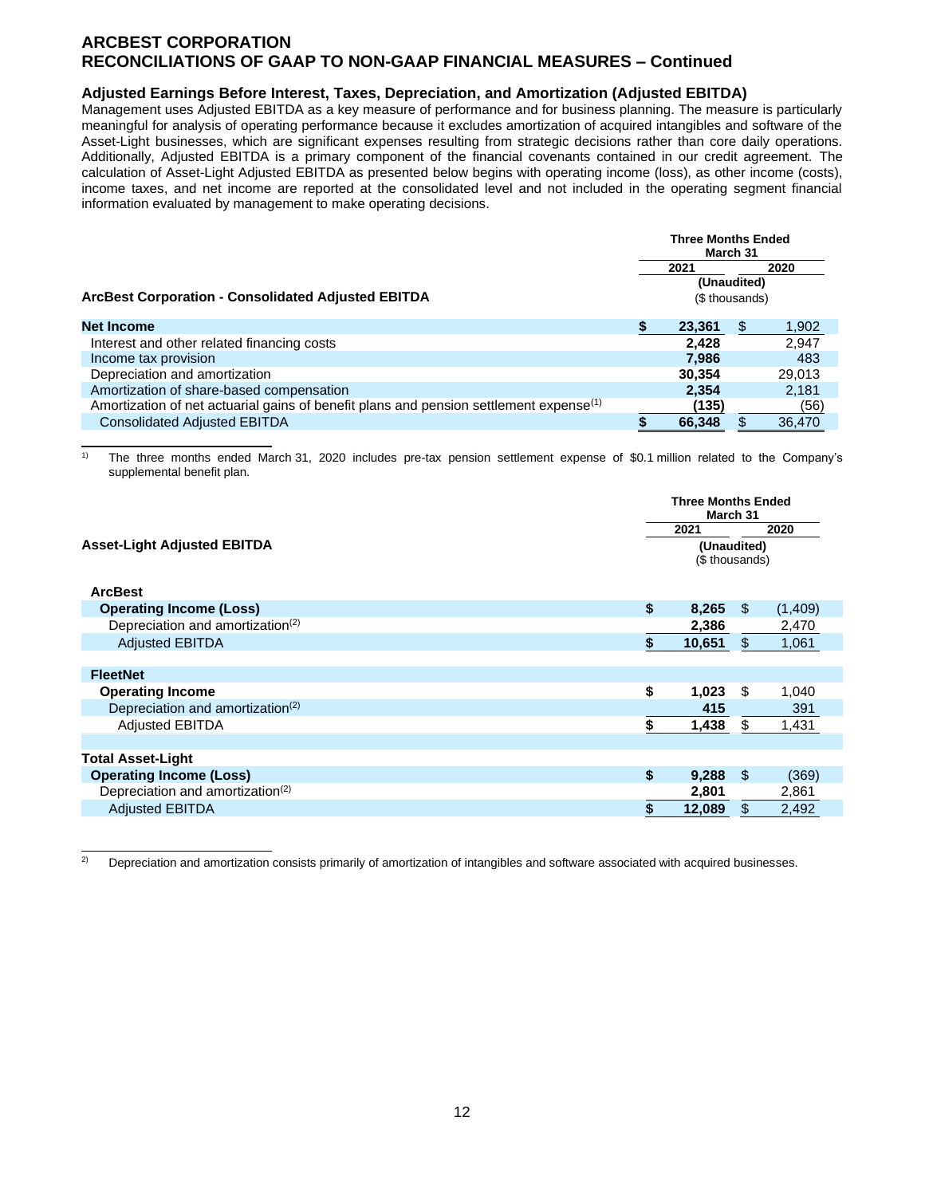# ARCBEST CORPORATION
# RECONCILIATIONS OF GAAP TO NON-GAAP FINANCIAL MEASURES – Continued

### Adjusted Earnings Before Interest, Taxes, Depreciation, and Amortization (Adjusted EBITDA)

Management uses Adjusted EBITDA as a key measure of performance and for business planning. The measure is particularly meaningful for analysis of operating performance because it excludes amortization of acquired intangibles and software of the Asset-Light businesses, which are significant expenses resulting from strategic decisions rather than core daily operations. Additionally, Adjusted EBITDA is a primary component of the financial covenants contained in our credit agreement. The calculation of Asset-Light Adjusted EBITDA as presented below begins with operating income (loss), as other income (costs), income taxes, and net income are reported at the consolidated level and not included in the operating segment financial information evaluated by management to make operating decisions.

| **ArcBest Corporation - Consolidated Adjusted EBITDA** | Three Months Ended March 31 2021 | 2020 |
|---|---|---|
| | (Unaudited) ($ thousands) | |
| **Net Income** | **$ 23,361** | $ 1,902 |
| Interest and other related financing costs | **2,428** | 2,947 |
| Income tax provision | **7,986** | 483 |
| Depreciation and amortization | **30,354** | 29,013 |
| Amortization of share-based compensation | **2,354** | 2,181 |
| Amortization of net actuarial gains of benefit plans and pension settlement expense[1] | **(135)** | (56) |
| Consolidated Adjusted EBITDA | **$ 66,348** | $ 36,470 |

1) The three months ended March 31, 2020 includes pre-tax pension settlement expense of $0.1 million related to the Company's supplemental benefit plan.

| **Asset-Light Adjusted EBITDA** | Three Months Ended March 31 2021 | 2020 |
|---|---|---|
| | (Unaudited) ($ thousands) | |
| **ArcBest** | | |
| **Operating Income (Loss)** | **$ 8,265** | $ (1,409) |
| Depreciation and amortization[2] | **2,386** | 2,470 |
| Adjusted EBITDA | **$ 10,651** | $ 1,061 |
| **FleetNet** | | |
| **Operating Income** | **$ 1,023** | $ 1,040 |
| Depreciation and amortization[2] | **415** | 391 |
| Adjusted EBITDA | **$ 1,438** | $ 1,431 |
| **Total Asset-Light** | | |
| **Operating Income (Loss)** | **$ 9,288** | $ (369) |
| Depreciation and amortization[2] | **2,801** | 2,861 |
| Adjusted EBITDA | **$ 12,089** | $ 2,492 |

2) Depreciation and amortization consists primarily of amortization of intangibles and software associated with acquired businesses.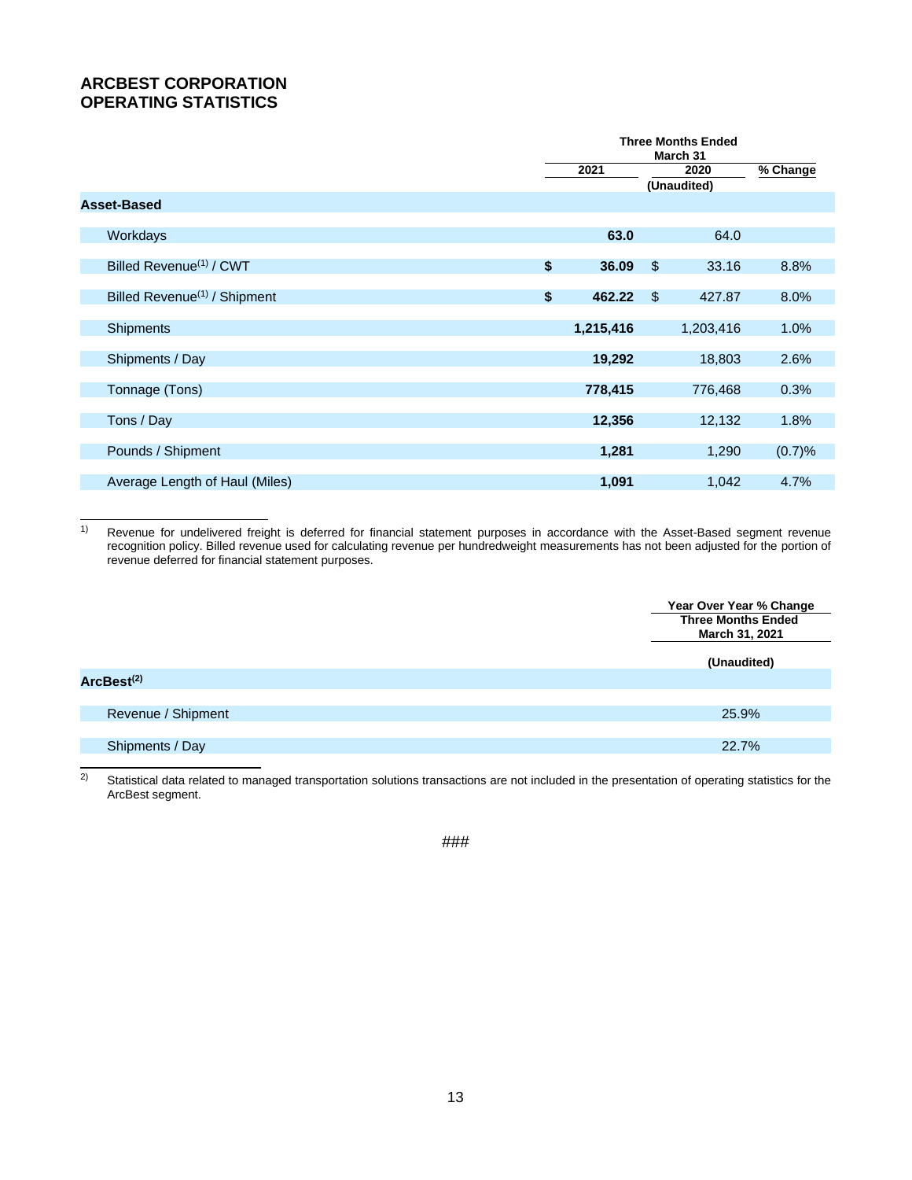# ARCBEST CORPORATION
# OPERATING STATISTICS

| | Three Months Ended March 31 | | |
|---|---|---|---|
| | 2021 | 2020 | % Change |
| | (Unaudited) | | |
| **Asset-Based** | | | |
| Workdays | **63.0** | 64.0 | |
| Billed Revenue[1] / CWT | **$ 36.09** | $ 33.16 | 8.8% |
| Billed Revenue[1] / Shipment | **$ 462.22** | $ 427.87 | 8.0% |
| Shipments | **1,215,416** | 1,203,416 | 1.0% |
| Shipments / Day | **19,292** | 18,803 | 2.6% |
| Tonnage (Tons) | **778,415** | 776,468 | 0.3% |
| Tons / Day | **12,356** | 12,132 | 1.8% |
| Pounds / Shipment | **1,281** | 1,290 | (0.7)% |
| Average Length of Haul (Miles) | **1,091** | 1,042 | 4.7% |

1) Revenue for undelivered freight is deferred for financial statement purposes in accordance with the Asset-Based segment revenue recognition policy. Billed revenue used for calculating revenue per hundredweight measurements has not been adjusted for the portion of revenue deferred for financial statement purposes.

| | Year Over Year % Change Three Months Ended March 31, 2021 |
|---|---|
| | (Unaudited) |
| **ArcBest[2]** | |
| Revenue / Shipment | 25.9% |
| Shipments / Day | 22.7% |

2) Statistical data related to managed transportation solutions transactions are not included in the presentation of operating statistics for the ArcBest segment.

###